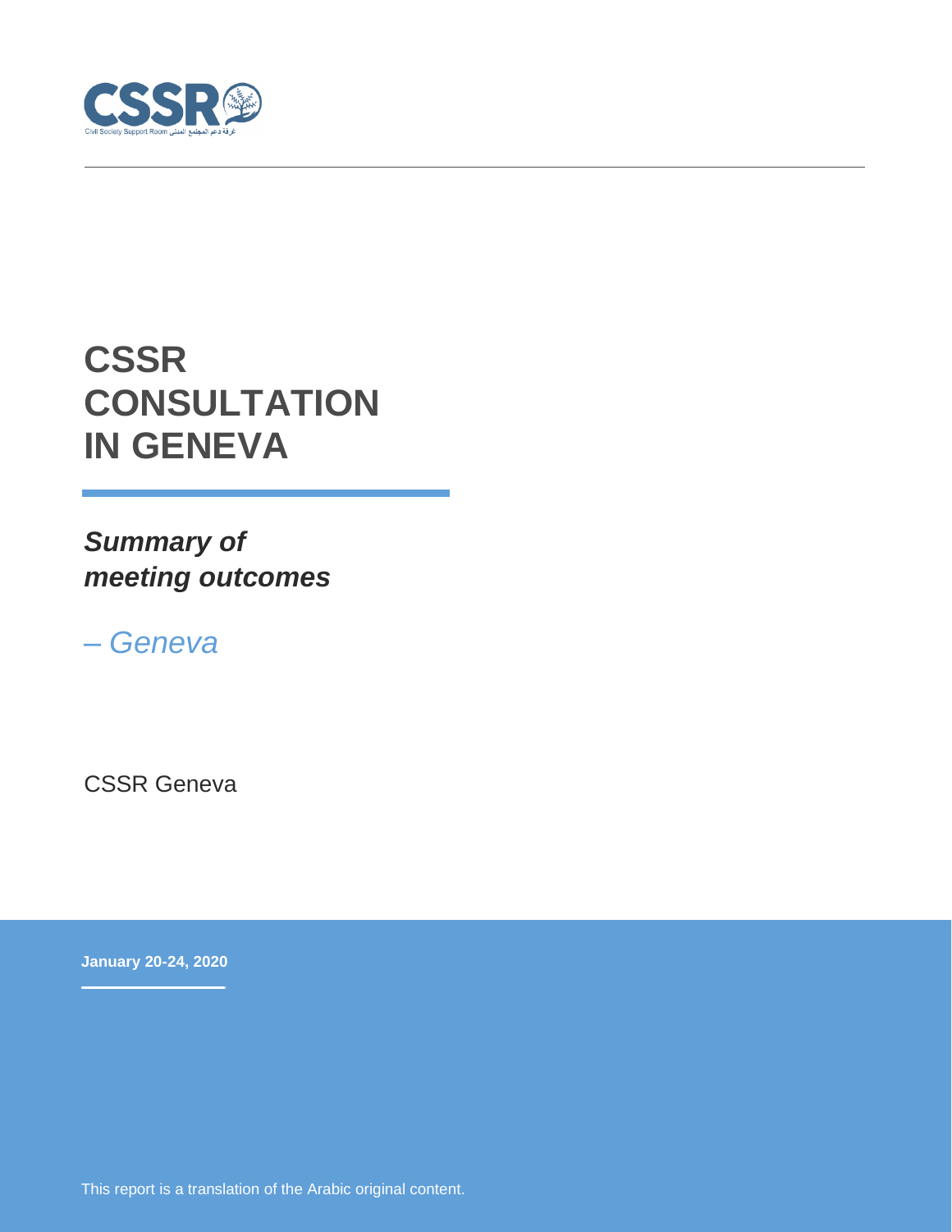CSSR

Civil Society Support Room غرفة دعم المجتمع المدني

# CSSR CONSULTATION IN GENEVA

## *Summary of meeting outcomes*

*– Geneva*

CSSR Geneva

**January 20-24, 2020**

This report is a translation of the Arabic original content.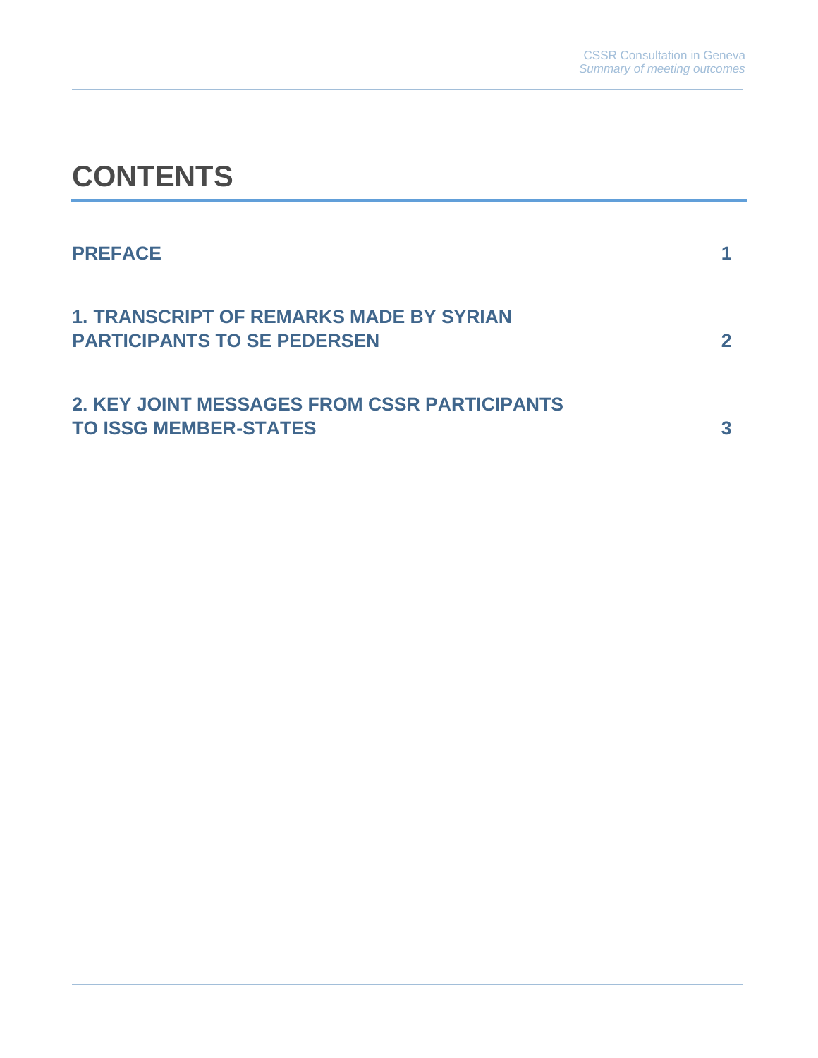# CONTENTS

| | |
|---|---|
| **PREFACE** | **1** |
| **1. TRANSCRIPT OF REMARKS MADE BY SYRIAN PARTICIPANTS TO SE PEDERSEN** | **2** |
| **2. KEY JOINT MESSAGES FROM CSSR PARTICIPANTS TO ISSG MEMBER-STATES** | **3** |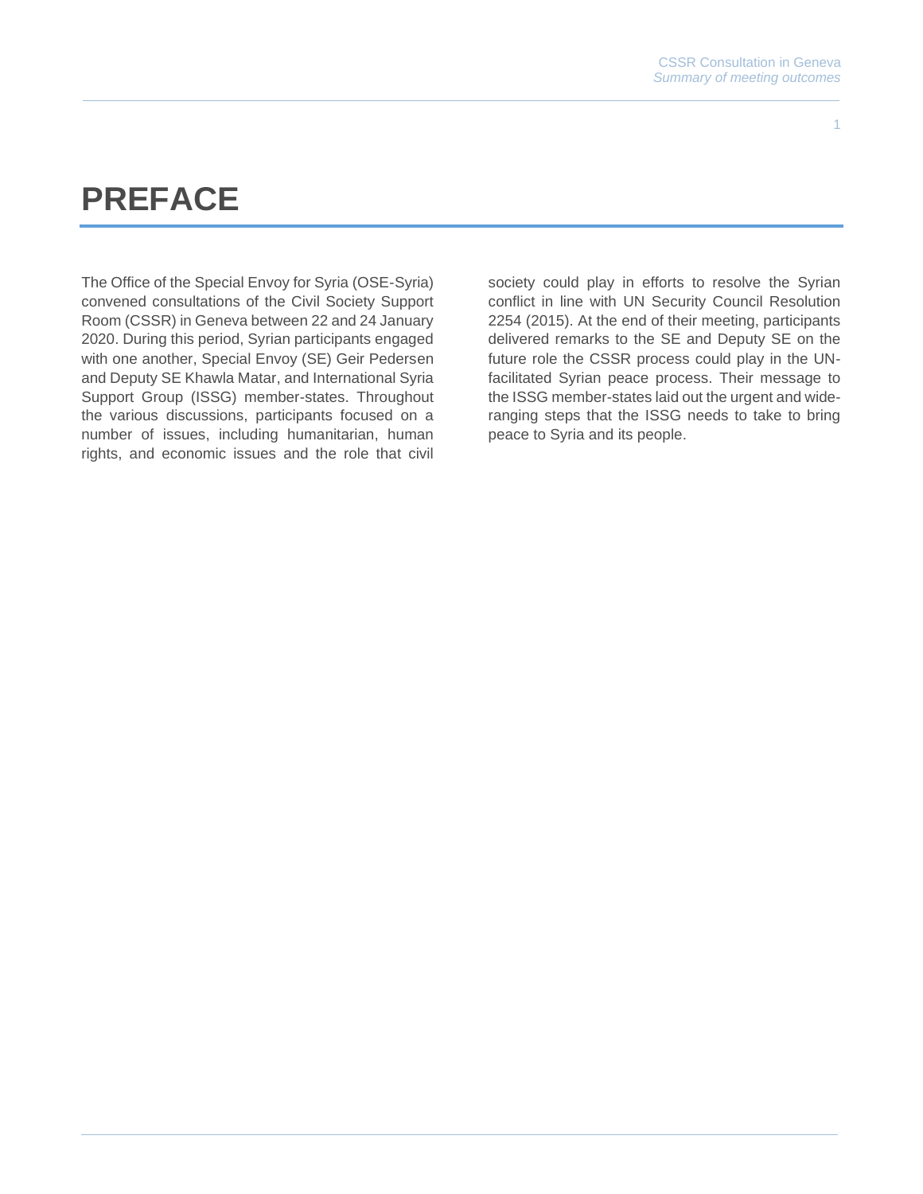# PREFACE

The Office of the Special Envoy for Syria (OSE-Syria) convened consultations of the Civil Society Support Room (CSSR) in Geneva between 22 and 24 January 2020. During this period, Syrian participants engaged with one another, Special Envoy (SE) Geir Pedersen and Deputy SE Khawla Matar, and International Syria Support Group (ISSG) member-states. Throughout the various discussions, participants focused on a number of issues, including humanitarian, human rights, and economic issues and the role that civil society could play in efforts to resolve the Syrian conflict in line with UN Security Council Resolution 2254 (2015). At the end of their meeting, participants delivered remarks to the SE and Deputy SE on the future role the CSSR process could play in the UN-facilitated Syrian peace process. Their message to the ISSG member-states laid out the urgent and wide-ranging steps that the ISSG needs to take to bring peace to Syria and its people.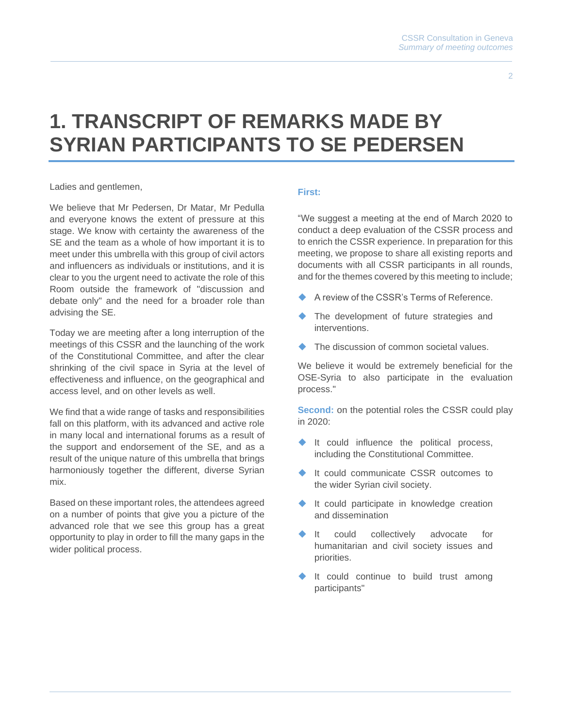# 1. TRANSCRIPT OF REMARKS MADE BY SYRIAN PARTICIPANTS TO SE PEDERSEN

Ladies and gentlemen,

We believe that Mr Pedersen, Dr Matar, Mr Pedulla and everyone knows the extent of pressure at this stage. We know with certainty the awareness of the SE and the team as a whole of how important it is to meet under this umbrella with this group of civil actors and influencers as individuals or institutions, and it is clear to you the urgent need to activate the role of this Room outside the framework of "discussion and debate only" and the need for a broader role than advising the SE.

Today we are meeting after a long interruption of the meetings of this CSSR and the launching of the work of the Constitutional Committee, and after the clear shrinking of the civil space in Syria at the level of effectiveness and influence, on the geographical and access level, and on other levels as well.

We find that a wide range of tasks and responsibilities fall on this platform, with its advanced and active role in many local and international forums as a result of the support and endorsement of the SE, and as a result of the unique nature of this umbrella that brings harmoniously together the different, diverse Syrian mix.

Based on these important roles, the attendees agreed on a number of points that give you a picture of the advanced role that we see this group has a great opportunity to play in order to fill the many gaps in the wider political process.

**First:**

"We suggest a meeting at the end of March 2020 to conduct a deep evaluation of the CSSR process and to enrich the CSSR experience. In preparation for this meeting, we propose to share all existing reports and documents with all CSSR participants in all rounds, and for the themes covered by this meeting to include;

- A review of the CSSR's Terms of Reference.
- The development of future strategies and interventions.
- The discussion of common societal values.

We believe it would be extremely beneficial for the OSE-Syria to also participate in the evaluation process."

**Second:** on the potential roles the CSSR could play in 2020:

- It could influence the political process, including the Constitutional Committee.
- It could communicate CSSR outcomes to the wider Syrian civil society.
- It could participate in knowledge creation and dissemination
- It could collectively advocate for humanitarian and civil society issues and priorities.
- It could continue to build trust among participants"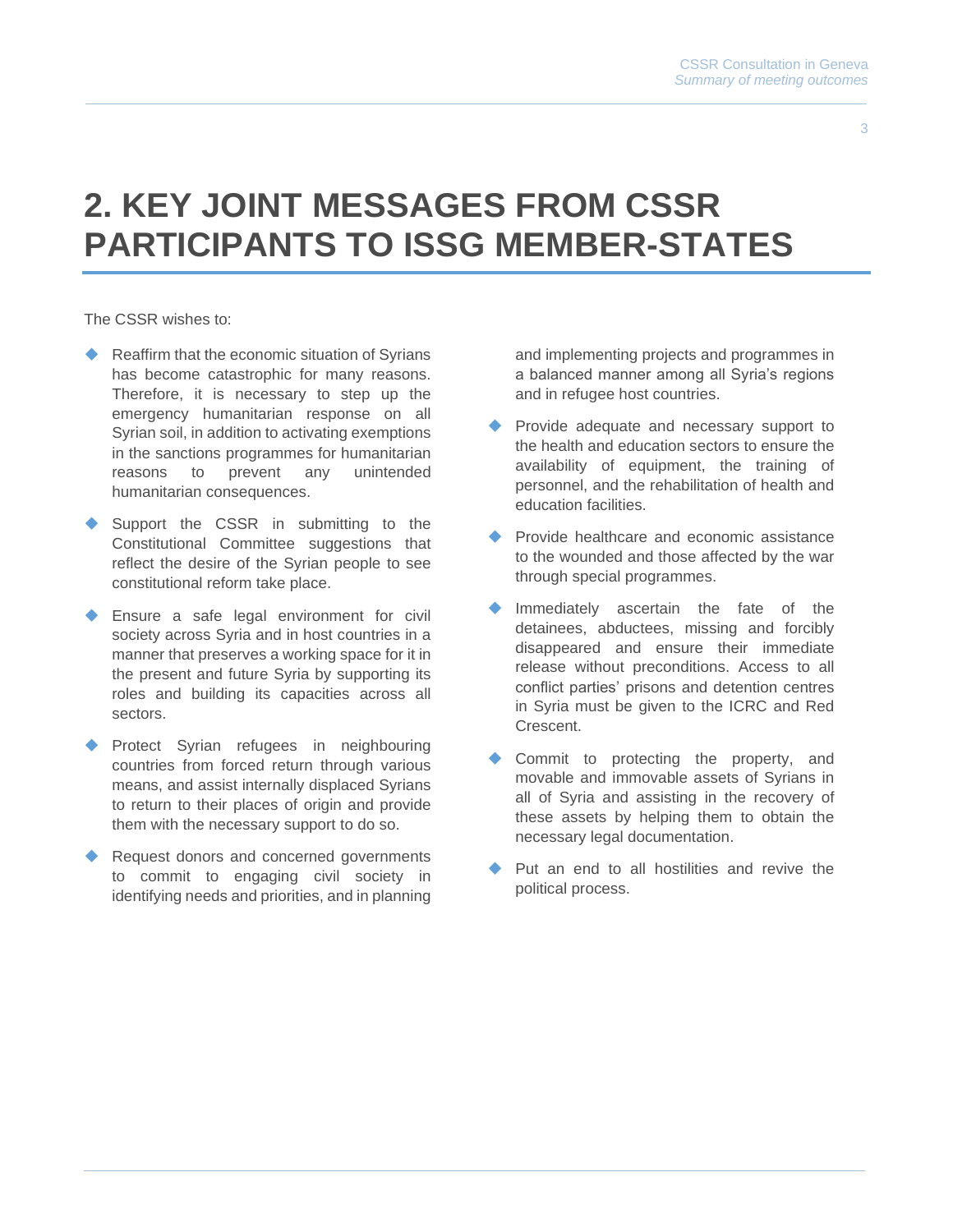# 2. KEY JOINT MESSAGES FROM CSSR PARTICIPANTS TO ISSG MEMBER-STATES

The CSSR wishes to:

- Reaffirm that the economic situation of Syrians has become catastrophic for many reasons. Therefore, it is necessary to step up the emergency humanitarian response on all Syrian soil, in addition to activating exemptions in the sanctions programmes for humanitarian reasons to prevent any unintended humanitarian consequences.
- Support the CSSR in submitting to the Constitutional Committee suggestions that reflect the desire of the Syrian people to see constitutional reform take place.
- Ensure a safe legal environment for civil society across Syria and in host countries in a manner that preserves a working space for it in the present and future Syria by supporting its roles and building its capacities across all sectors.
- Protect Syrian refugees in neighbouring countries from forced return through various means, and assist internally displaced Syrians to return to their places of origin and provide them with the necessary support to do so.
- Request donors and concerned governments to commit to engaging civil society in identifying needs and priorities, and in planning and implementing projects and programmes in a balanced manner among all Syria's regions and in refugee host countries.
- Provide adequate and necessary support to the health and education sectors to ensure the availability of equipment, the training of personnel, and the rehabilitation of health and education facilities.
- Provide healthcare and economic assistance to the wounded and those affected by the war through special programmes.
- Immediately ascertain the fate of the detainees, abductees, missing and forcibly disappeared and ensure their immediate release without preconditions. Access to all conflict parties' prisons and detention centres in Syria must be given to the ICRC and Red Crescent.
- Commit to protecting the property, and movable and immovable assets of Syrians in all of Syria and assisting in the recovery of these assets by helping them to obtain the necessary legal documentation.
- Put an end to all hostilities and revive the political process.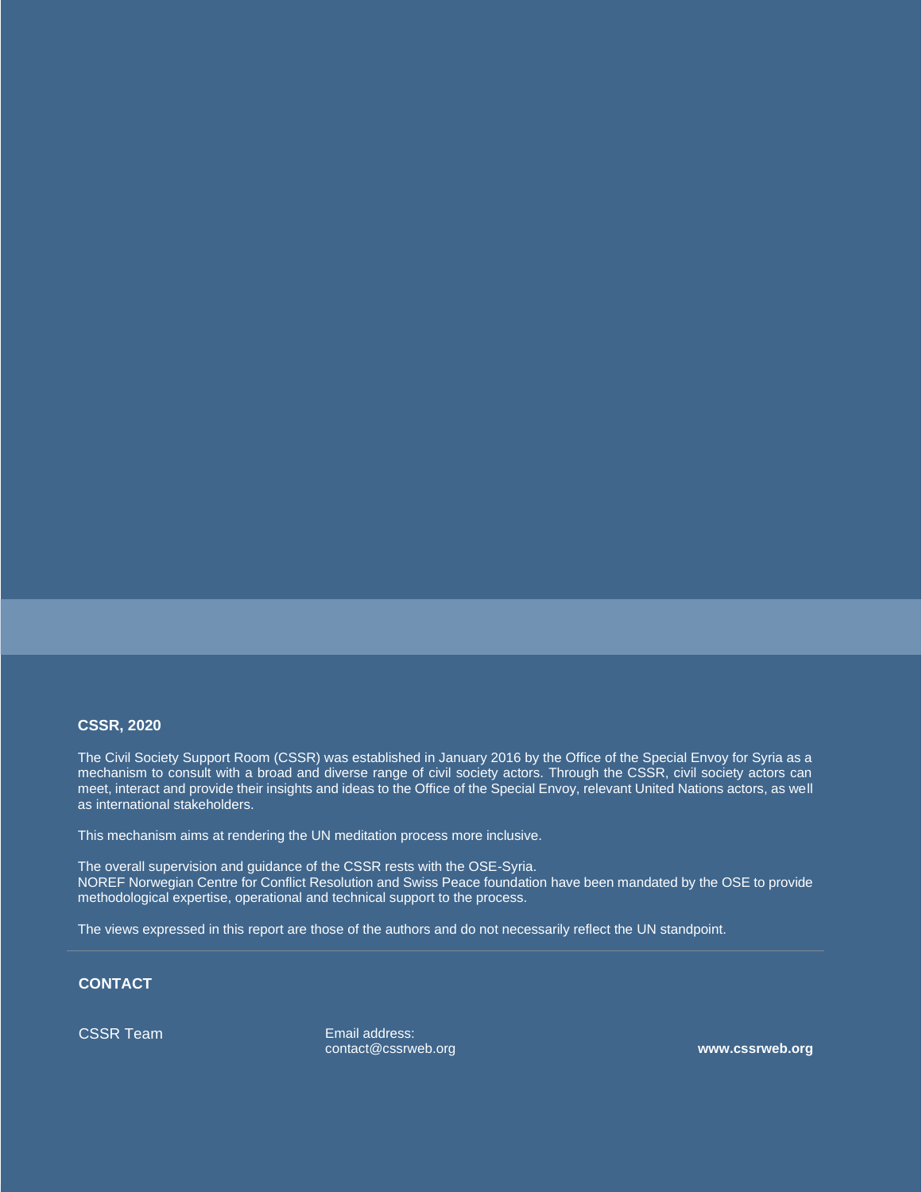**CSSR, 2020**

The Civil Society Support Room (CSSR) was established in January 2016 by the Office of the Special Envoy for Syria as a mechanism to consult with a broad and diverse range of civil society actors. Through the CSSR, civil society actors can meet, interact and provide their insights and ideas to the Office of the Special Envoy, relevant United Nations actors, as well as international stakeholders.

This mechanism aims at rendering the UN meditation process more inclusive.

The overall supervision and guidance of the CSSR rests with the OSE-Syria.
NOREF Norwegian Centre for Conflict Resolution and Swiss Peace foundation have been mandated by the OSE to provide methodological expertise, operational and technical support to the process.

The views expressed in this report are those of the authors and do not necessarily reflect the UN standpoint.

---

**CONTACT**

CSSR Team

Email address:
contact@cssrweb.org

**www.cssrweb.org**